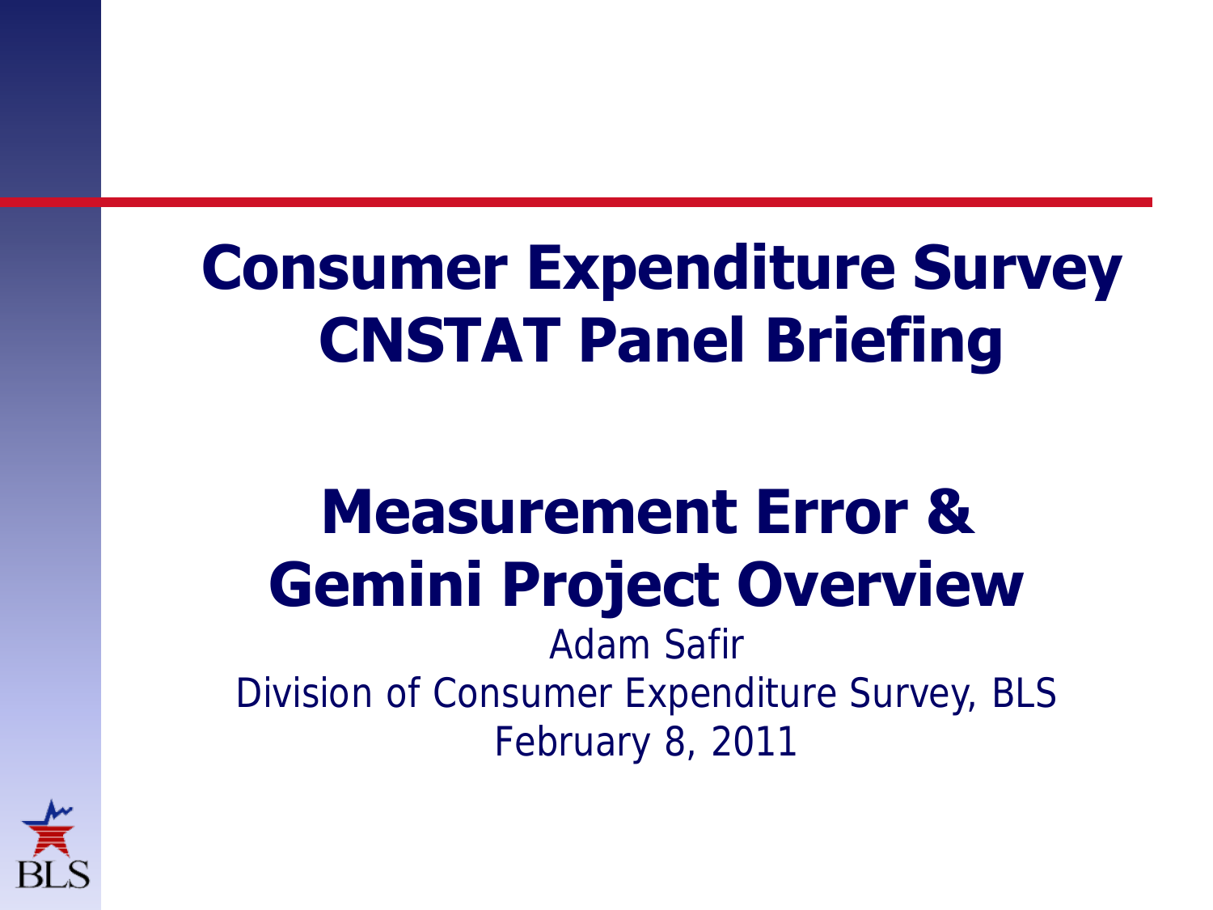# Consumer Expenditure Survey CNSTAT Panel Briefing

## Measurement Error & Gemini Project Overview

Adam Safir

Division of Consumer Expenditure Survey, BLS

February 8, 2011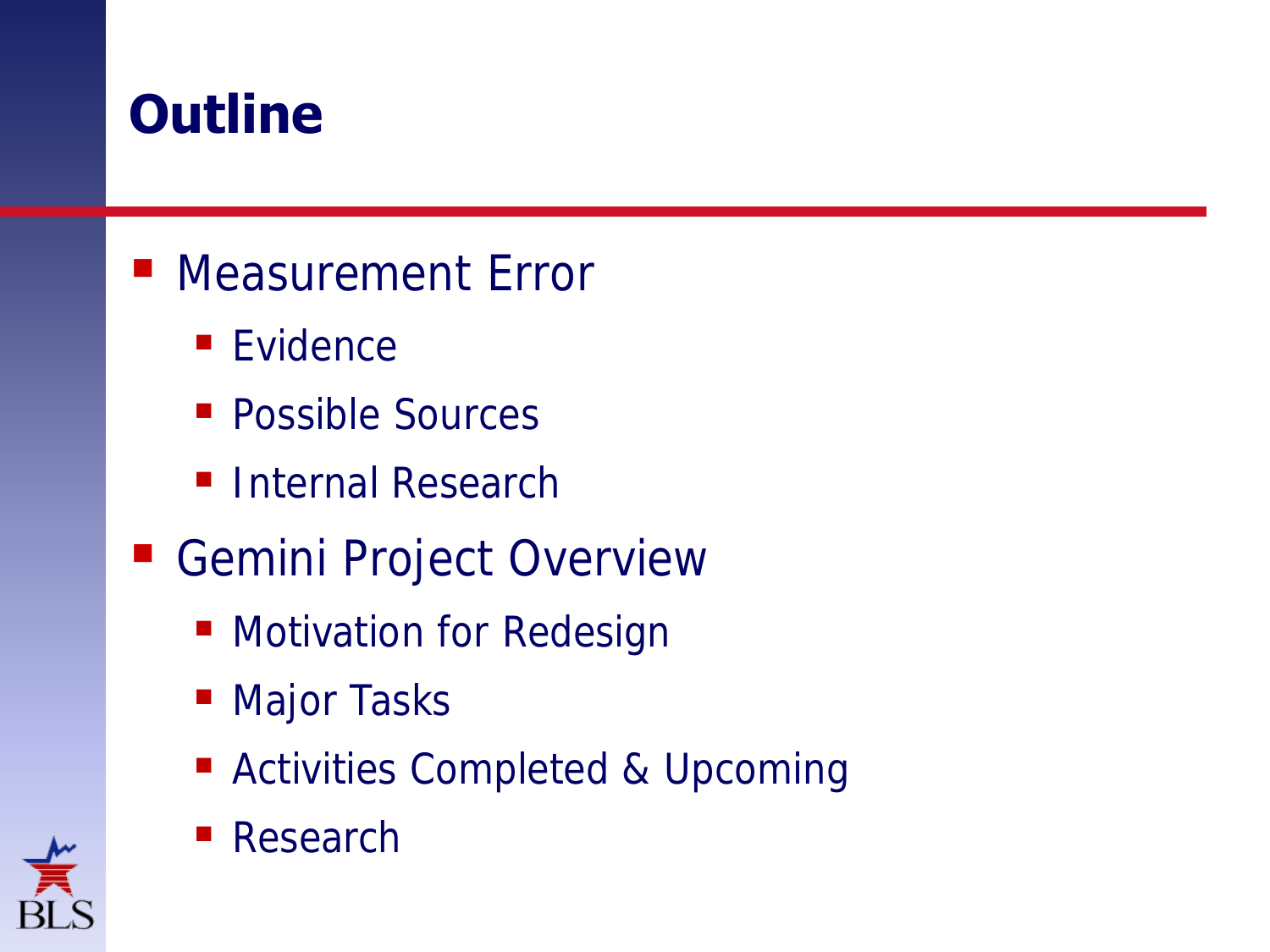# Outline

- Measurement Error
  - Evidence
  - Possible Sources
  - Internal Research
- Gemini Project Overview
  - Motivation for Redesign
  - Major Tasks
  - Activities Completed & Upcoming
  - Research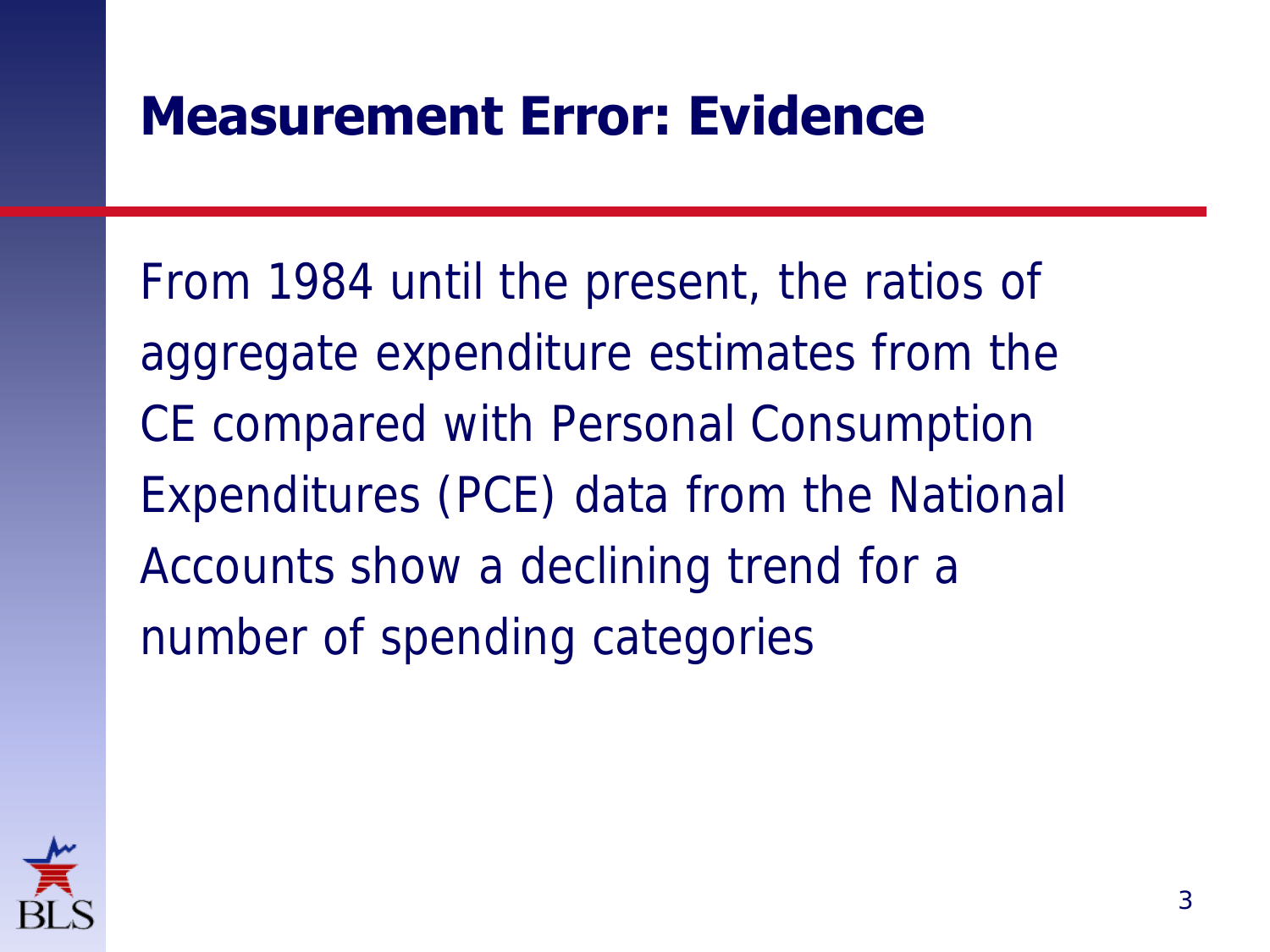# Measurement Error: Evidence

From 1984 until the present, the ratios of aggregate expenditure estimates from the CE compared with Personal Consumption Expenditures (PCE) data from the National Accounts show a declining trend for a number of spending categories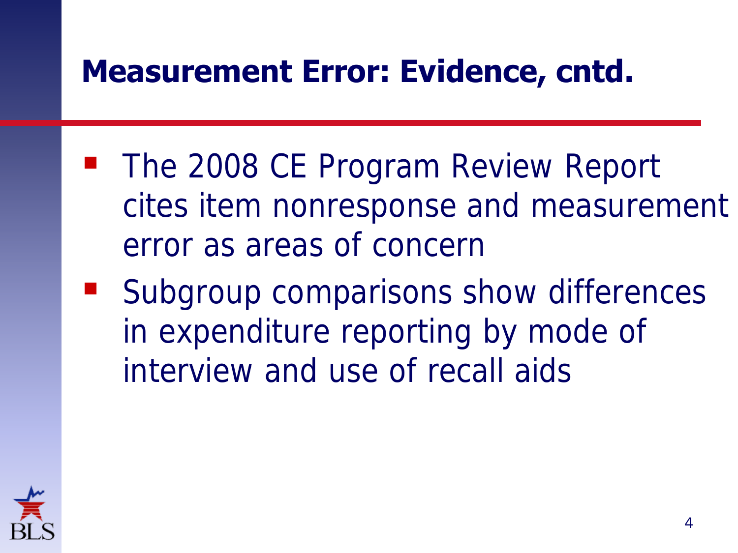# Measurement Error: Evidence, cntd.

- The 2008 CE Program Review Report cites item nonresponse and measurement error as areas of concern
- Subgroup comparisons show differences in expenditure reporting by mode of interview and use of recall aids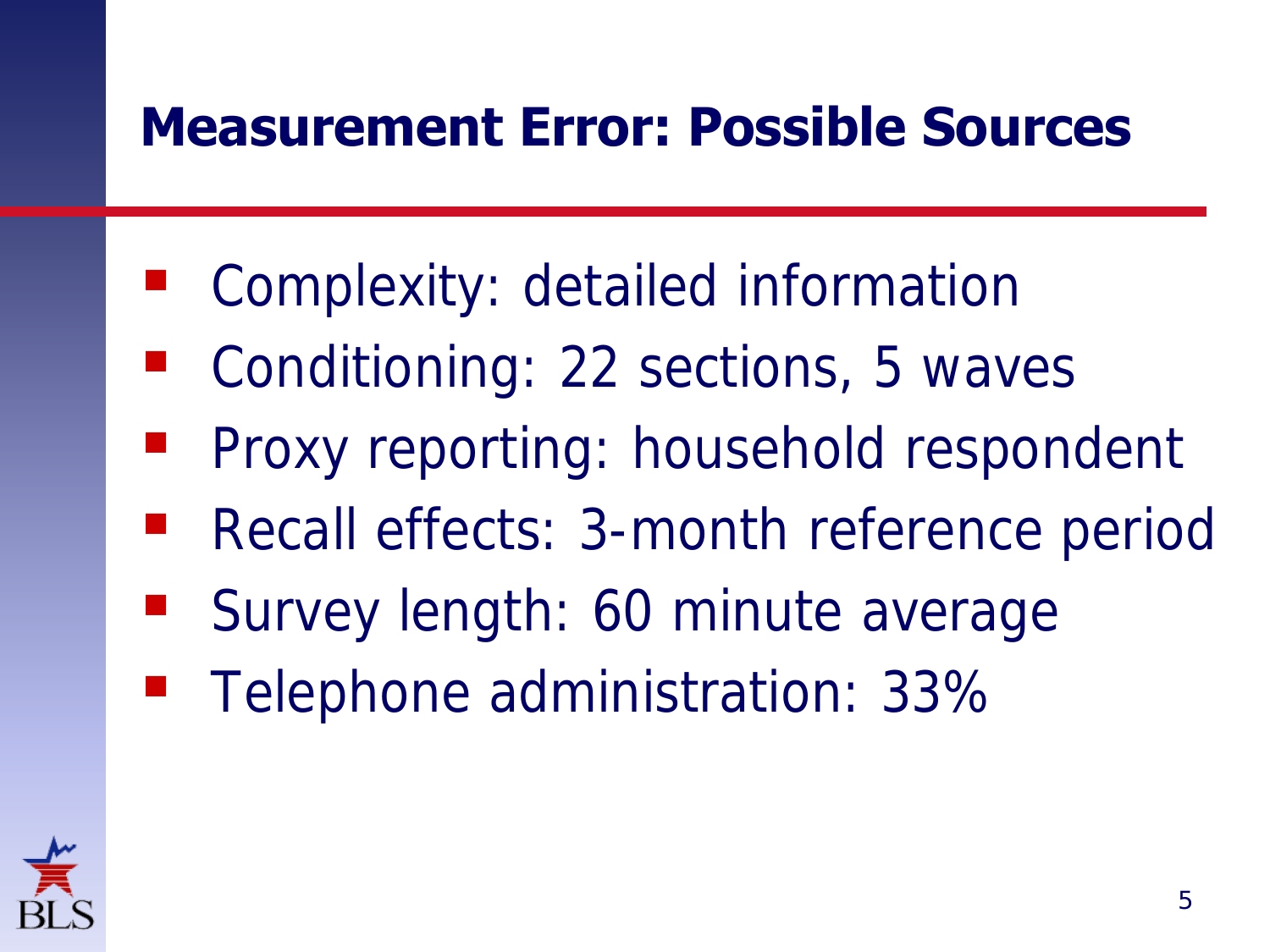# Measurement Error: Possible Sources

- Complexity: detailed information
- Conditioning: 22 sections, 5 waves
- Proxy reporting: household respondent
- Recall effects: 3-month reference period
- Survey length: 60 minute average
- Telephone administration: 33%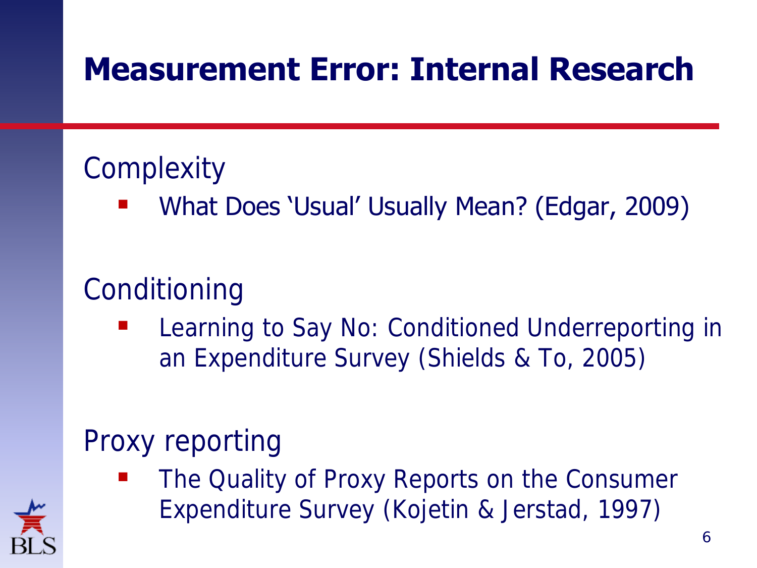# Measurement Error: Internal Research

Complexity

- What Does 'Usual' Usually Mean? (Edgar, 2009)

Conditioning

- Learning to Say No: Conditioned Underreporting in an Expenditure Survey (Shields & To, 2005)

Proxy reporting

- The Quality of Proxy Reports on the Consumer Expenditure Survey (Kojetin & Jerstad, 1997)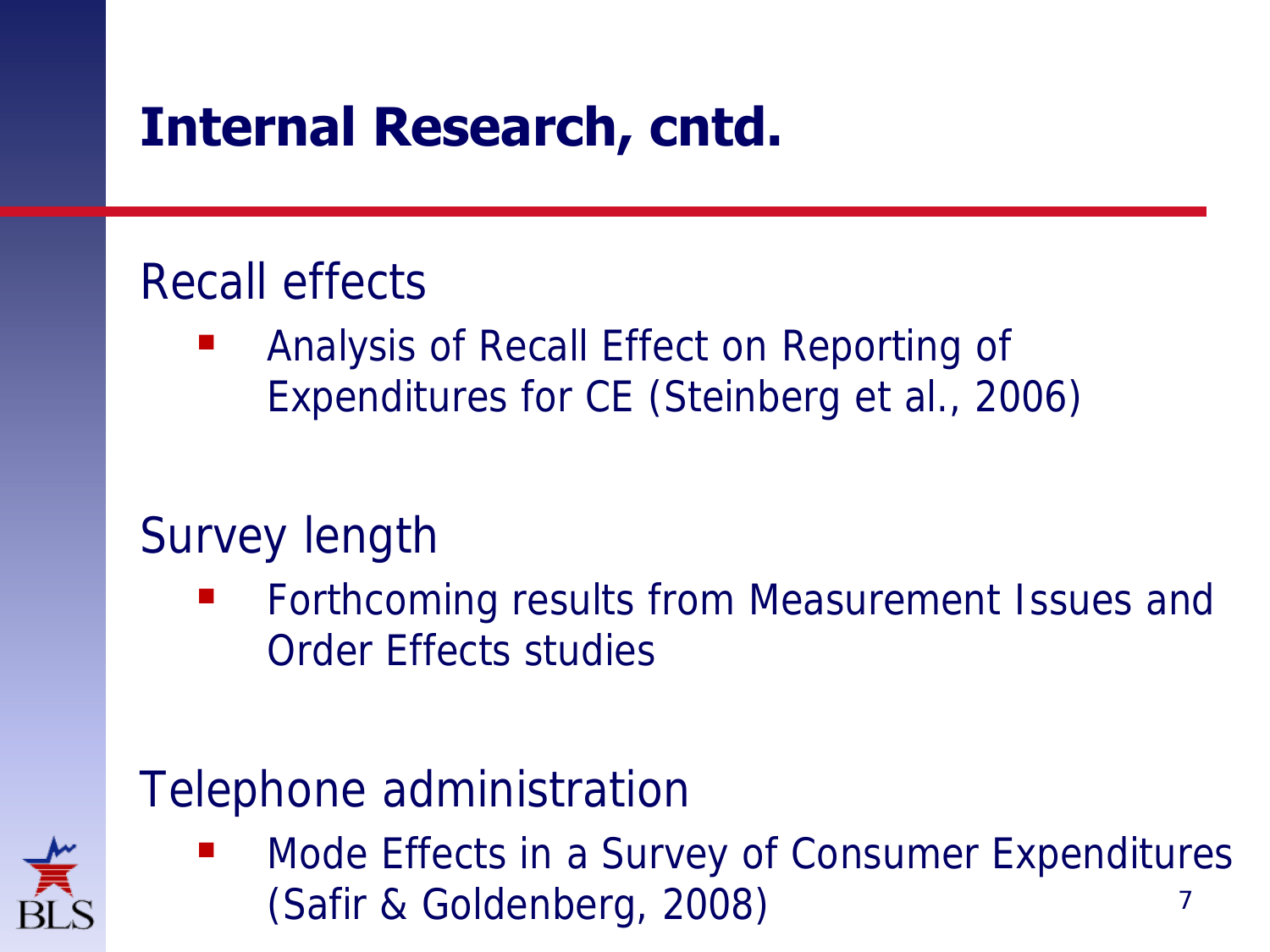# Internal Research, cntd.

## Recall effects

- Analysis of Recall Effect on Reporting of Expenditures for CE (Steinberg et al., 2006)

## Survey length

- Forthcoming results from Measurement Issues and Order Effects studies

## Telephone administration

- Mode Effects in a Survey of Consumer Expenditures (Safir & Goldenberg, 2008)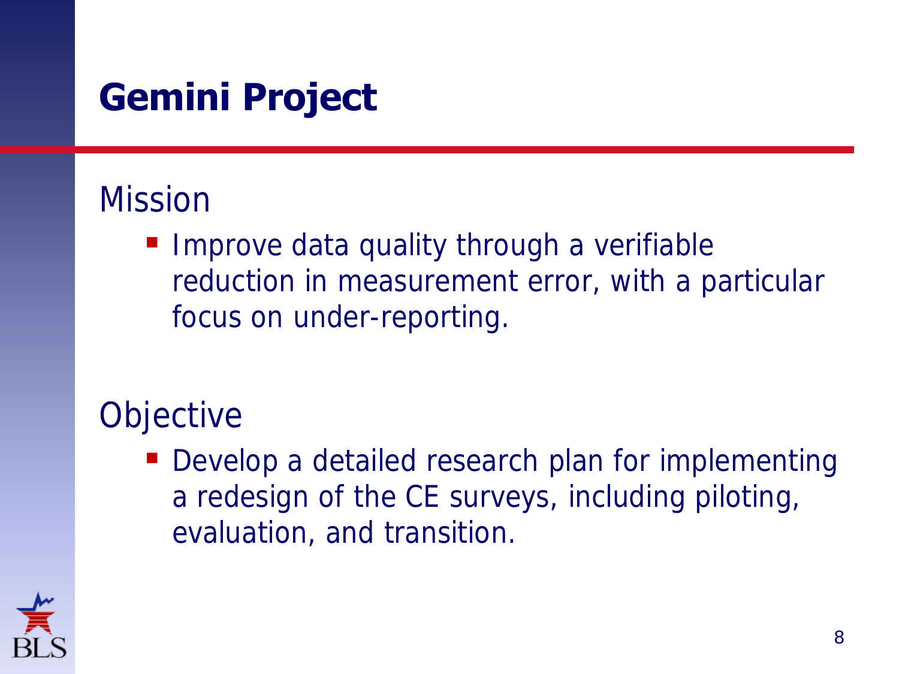# Gemini Project

## Mission

- Improve data quality through a verifiable reduction in measurement error, with a particular focus on under-reporting.

## Objective

- Develop a detailed research plan for implementing a redesign of the CE surveys, including piloting, evaluation, and transition.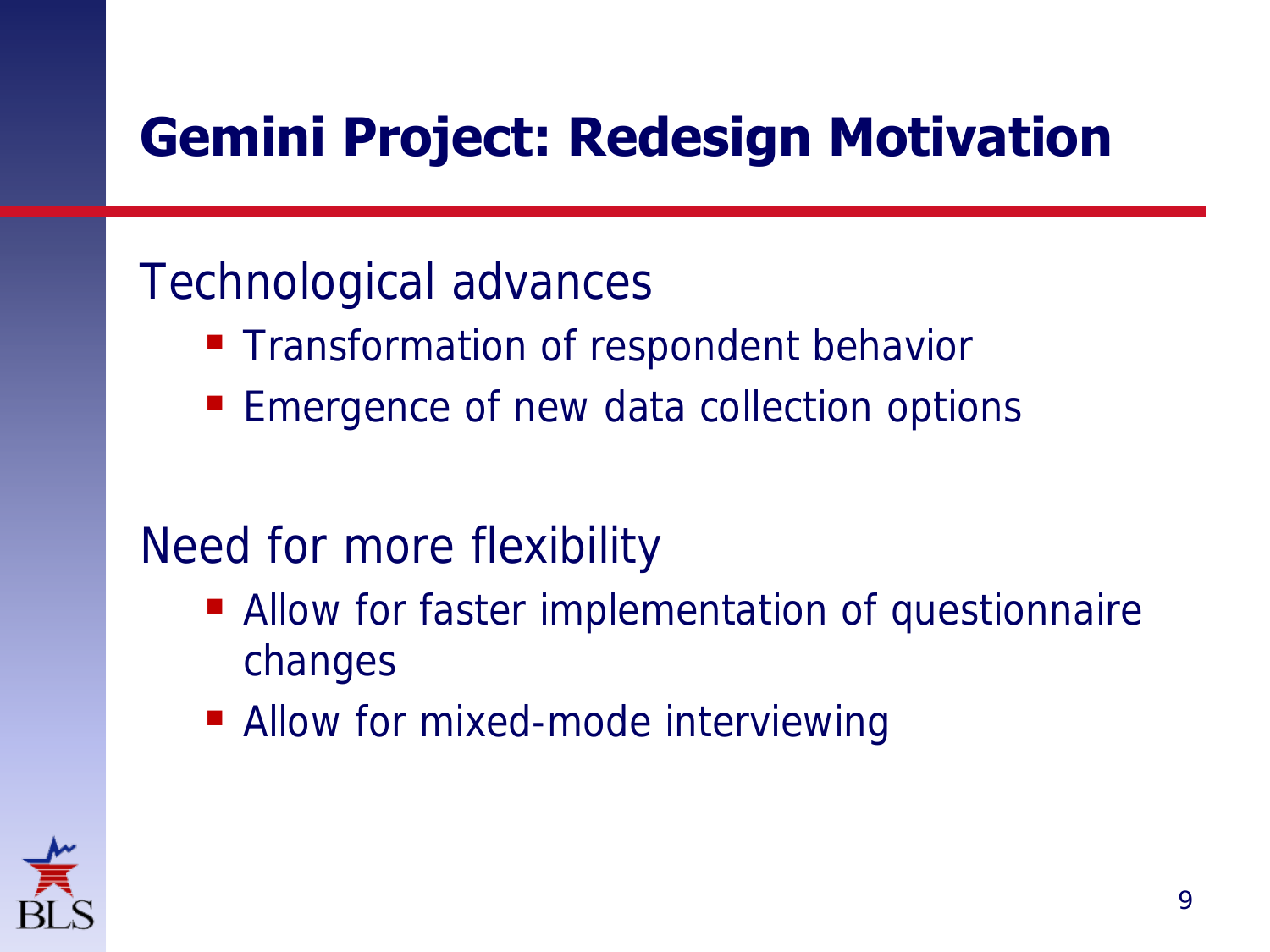# Gemini Project: Redesign Motivation

Technological advances

- Transformation of respondent behavior
- Emergence of new data collection options

Need for more flexibility

- Allow for faster implementation of questionnaire changes
- Allow for mixed-mode interviewing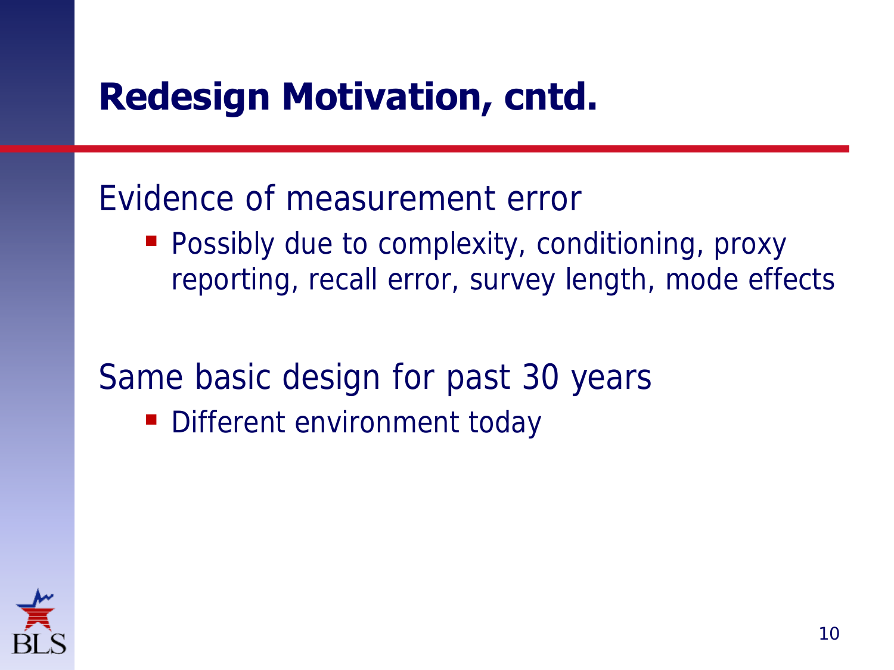# Redesign Motivation, cntd.

Evidence of measurement error

- Possibly due to complexity, conditioning, proxy reporting, recall error, survey length, mode effects

Same basic design for past 30 years

- Different environment today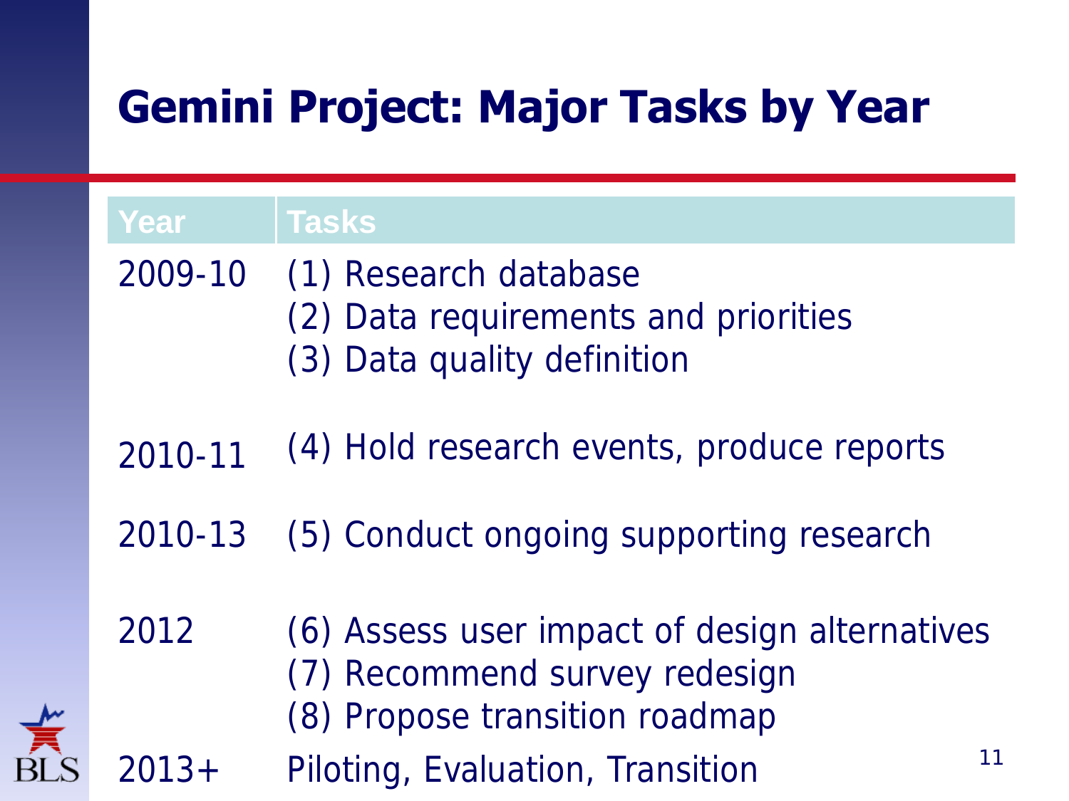# Gemini Project: Major Tasks by Year

| Year | Tasks |
|---|---|
| 2009-10 | (1) Research database<br>(2) Data requirements and priorities<br>(3) Data quality definition |
| 2010-11 | (4) Hold research events, produce reports |
| 2010-13 | (5) Conduct ongoing supporting research |
| 2012 | (6) Assess user impact of design alternatives<br>(7) Recommend survey redesign<br>(8) Propose transition roadmap |
| 2013+ | Piloting, Evaluation, Transition |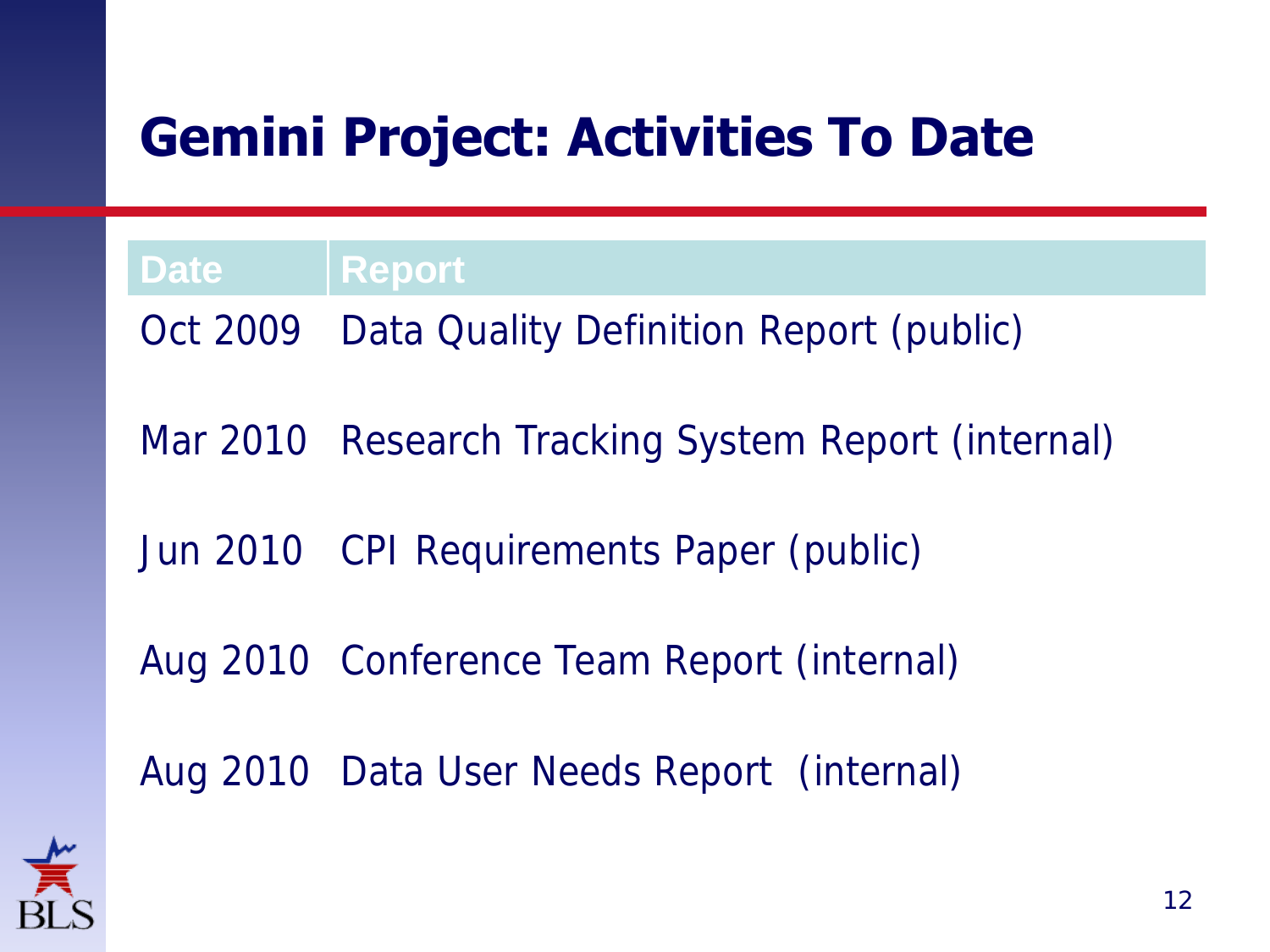# Gemini Project: Activities To Date

| Date | Report |
| --- | --- |
| Oct 2009 | Data Quality Definition Report (public) |
| Mar 2010 | Research Tracking System Report (internal) |
| Jun 2010 | CPI Requirements Paper (public) |
| Aug 2010 | Conference Team Report (internal) |
| Aug 2010 | Data User Needs Report (internal) |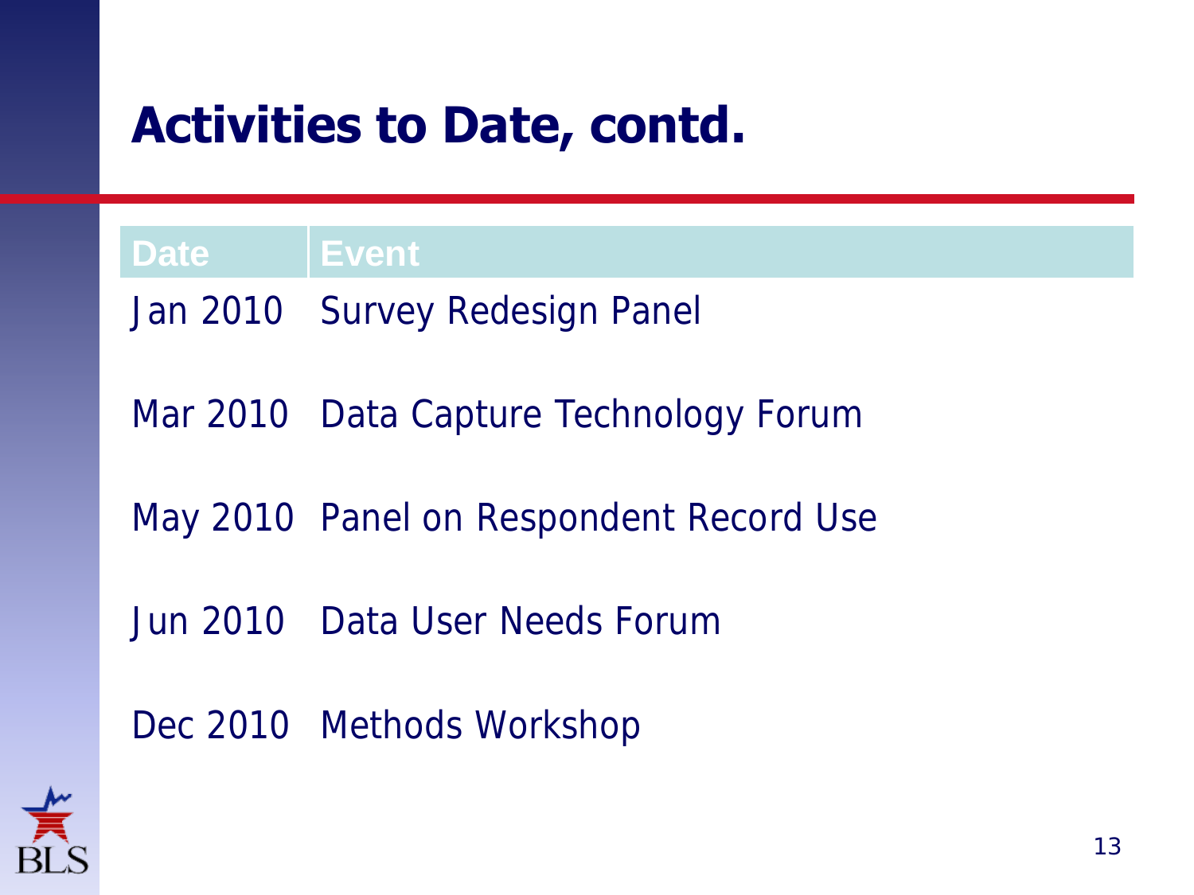# Activities to Date, contd.

| Date | Event |
|---|---|
| Jan 2010 | Survey Redesign Panel |
| Mar 2010 | Data Capture Technology Forum |
| May 2010 | Panel on Respondent Record Use |
| Jun 2010 | Data User Needs Forum |
| Dec 2010 | Methods Workshop |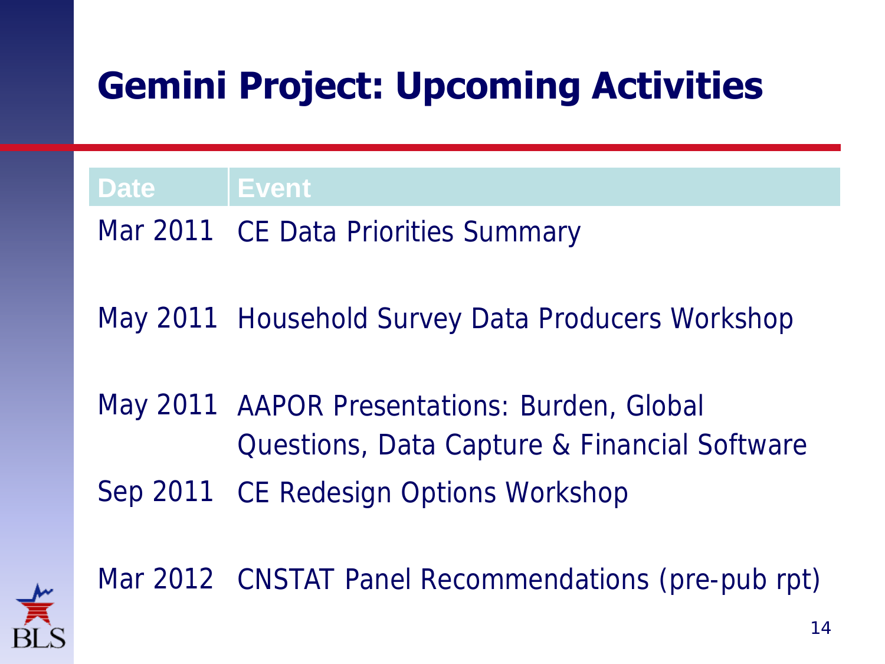# Gemini Project: Upcoming Activities

| Date | Event |
| --- | --- |
| Mar 2011 | CE Data Priorities Summary |
| May 2011 | Household Survey Data Producers Workshop |
| May 2011 | AAPOR Presentations: Burden, Global Questions, Data Capture & Financial Software |
| Sep 2011 | CE Redesign Options Workshop |
| Mar 2012 | CNSTAT Panel Recommendations (pre-pub rpt) |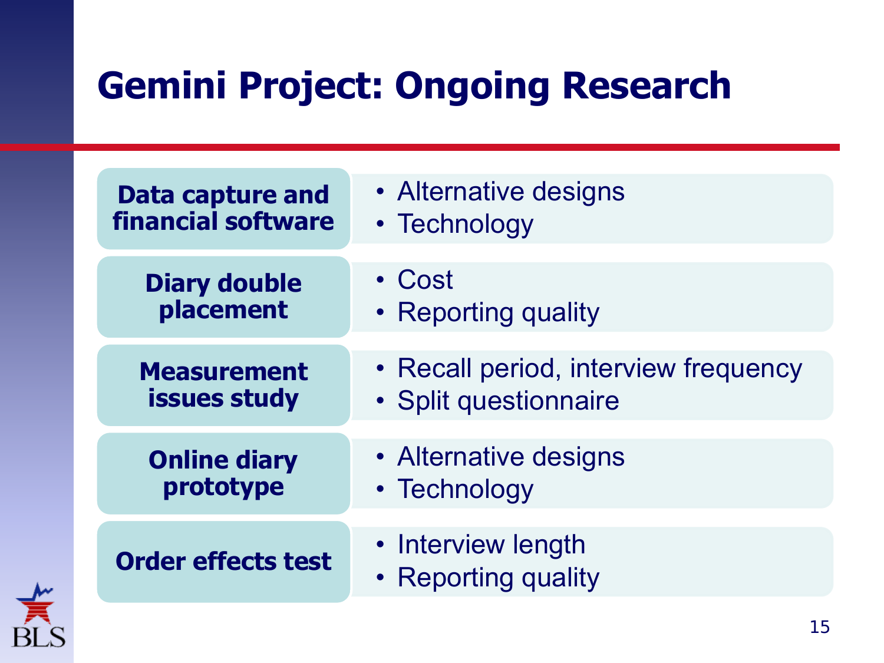# Gemini Project: Ongoing Research

| | |
|---|---|
| **Data capture and financial software** | • Alternative designs<br>• Technology |
| **Diary double placement** | • Cost<br>• Reporting quality |
| **Measurement issues study** | • Recall period, interview frequency<br>• Split questionnaire |
| **Online diary prototype** | • Alternative designs<br>• Technology |
| **Order effects test** | • Interview length<br>• Reporting quality |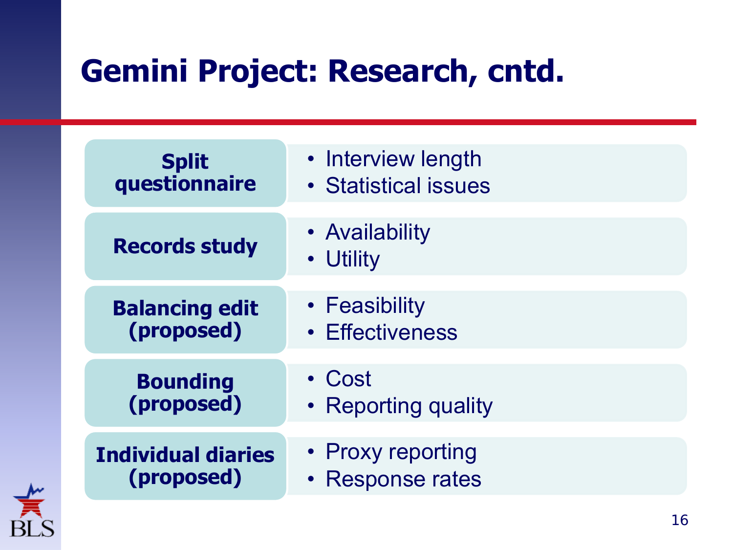# Gemini Project: Research, cntd.

| Research | Focus |
| --- | --- |
| **Split questionnaire** | • Interview length<br>• Statistical issues |
| **Records study** | • Availability<br>• Utility |
| **Balancing edit (proposed)** | • Feasibility<br>• Effectiveness |
| **Bounding (proposed)** | • Cost<br>• Reporting quality |
| **Individual diaries (proposed)** | • Proxy reporting<br>• Response rates |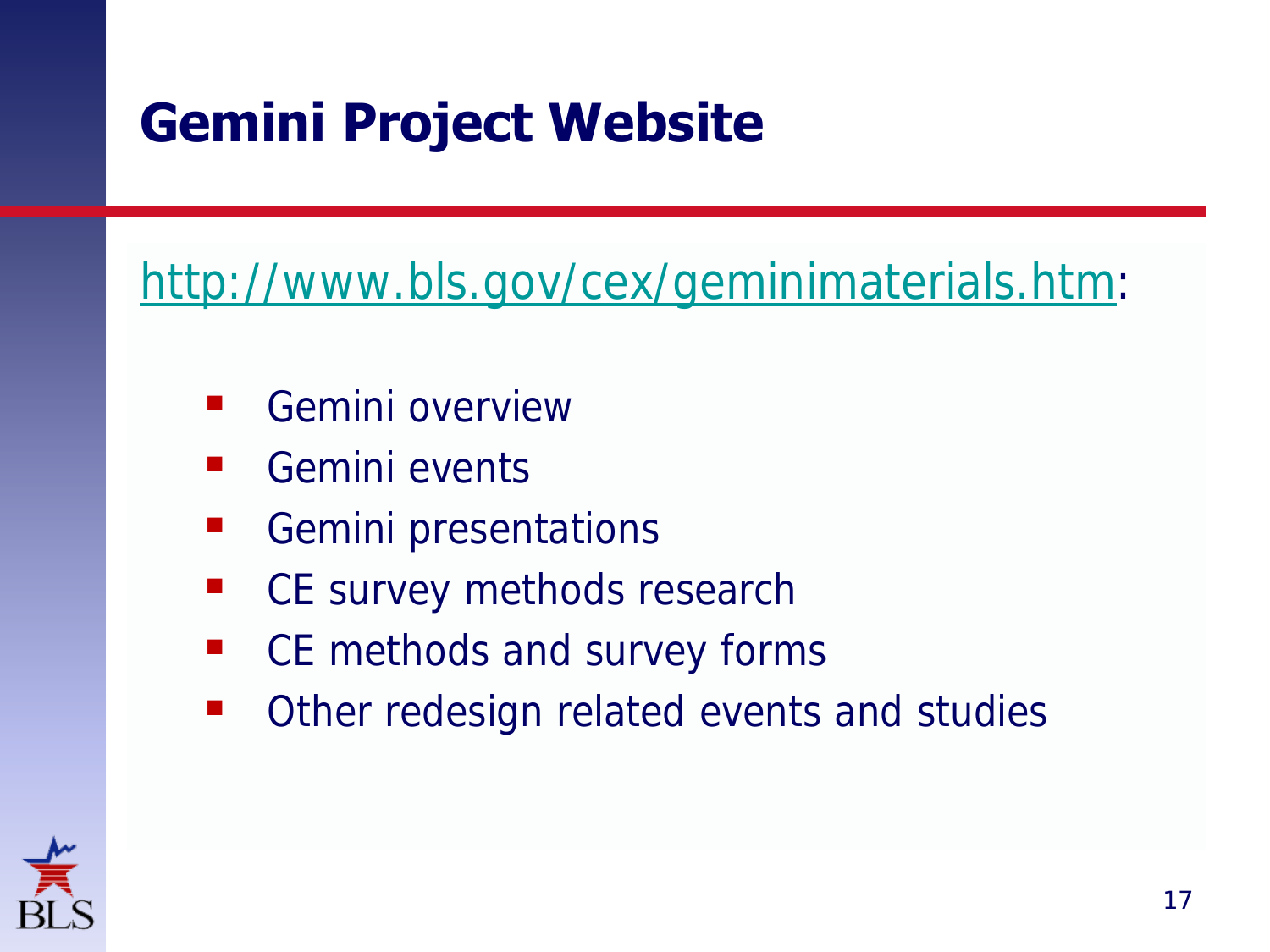# Gemini Project Website

http://www.bls.gov/cex/geminimaterials.htm:

- Gemini overview
- Gemini events
- Gemini presentations
- CE survey methods research
- CE methods and survey forms
- Other redesign related events and studies